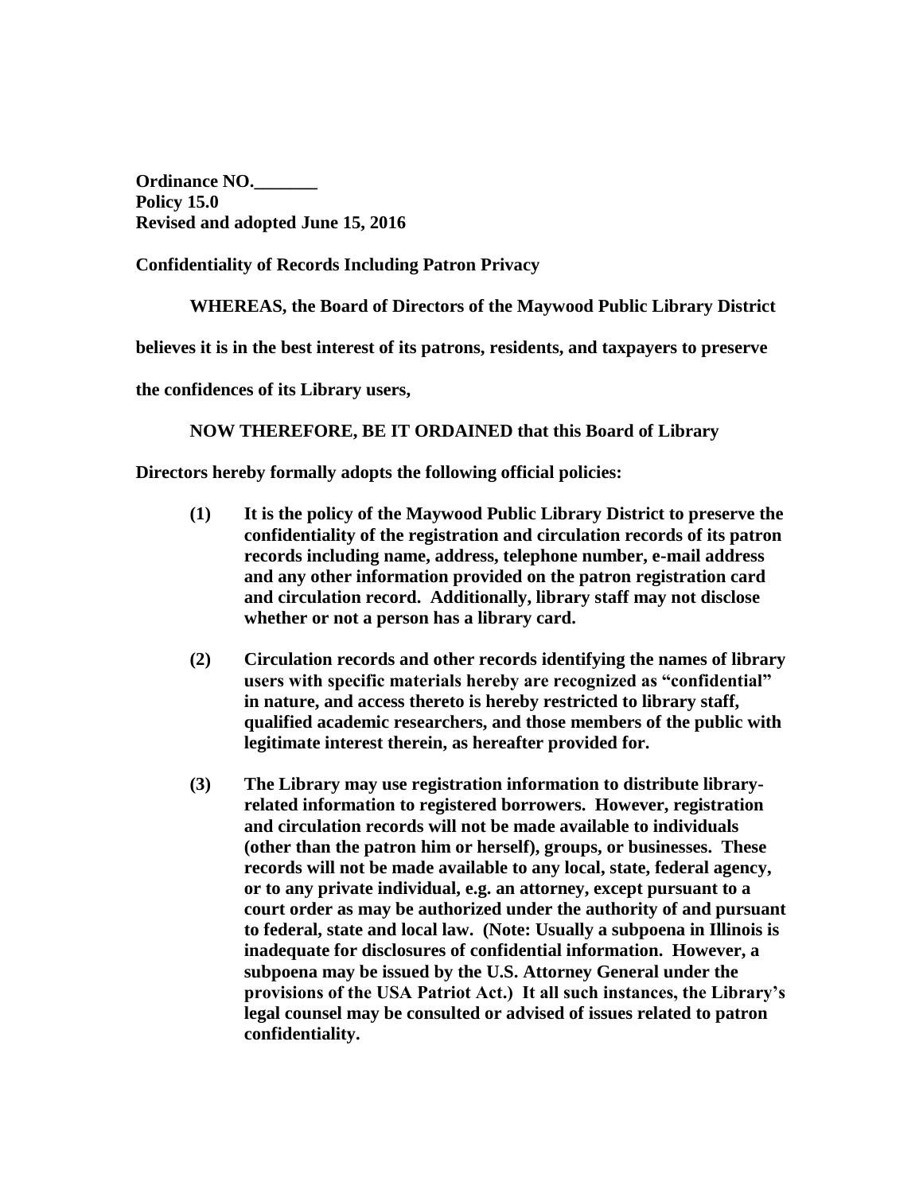**Ordinance NO.\_\_\_\_\_\_\_**
**Policy 15.0**
**Revised and adopted June 15, 2016**

**Confidentiality of Records Including Patron Privacy**

**WHEREAS, the Board of Directors of the Maywood Public Library District believes it is in the best interest of its patrons, residents, and taxpayers to preserve the confidences of its Library users,**

**NOW THEREFORE, BE IT ORDAINED that this Board of Library Directors hereby formally adopts the following official policies:**

**(1)** **It is the policy of the Maywood Public Library District to preserve the confidentiality of the registration and circulation records of its patron records including name, address, telephone number, e-mail address and any other information provided on the patron registration card and circulation record. Additionally, library staff may not disclose whether or not a person has a library card.**

**(2)** **Circulation records and other records identifying the names of library users with specific materials hereby are recognized as "confidential" in nature, and access thereto is hereby restricted to library staff, qualified academic researchers, and those members of the public with legitimate interest therein, as hereafter provided for.**

**(3)** **The Library may use registration information to distribute library-related information to registered borrowers. However, registration and circulation records will not be made available to individuals (other than the patron him or herself), groups, or businesses. These records will not be made available to any local, state, federal agency, or to any private individual, e.g. an attorney, except pursuant to a court order as may be authorized under the authority of and pursuant to federal, state and local law. (Note: Usually a subpoena in Illinois is inadequate for disclosures of confidential information. However, a subpoena may be issued by the U.S. Attorney General under the provisions of the USA Patriot Act.) It all such instances, the Library's legal counsel may be consulted or advised of issues related to patron confidentiality.**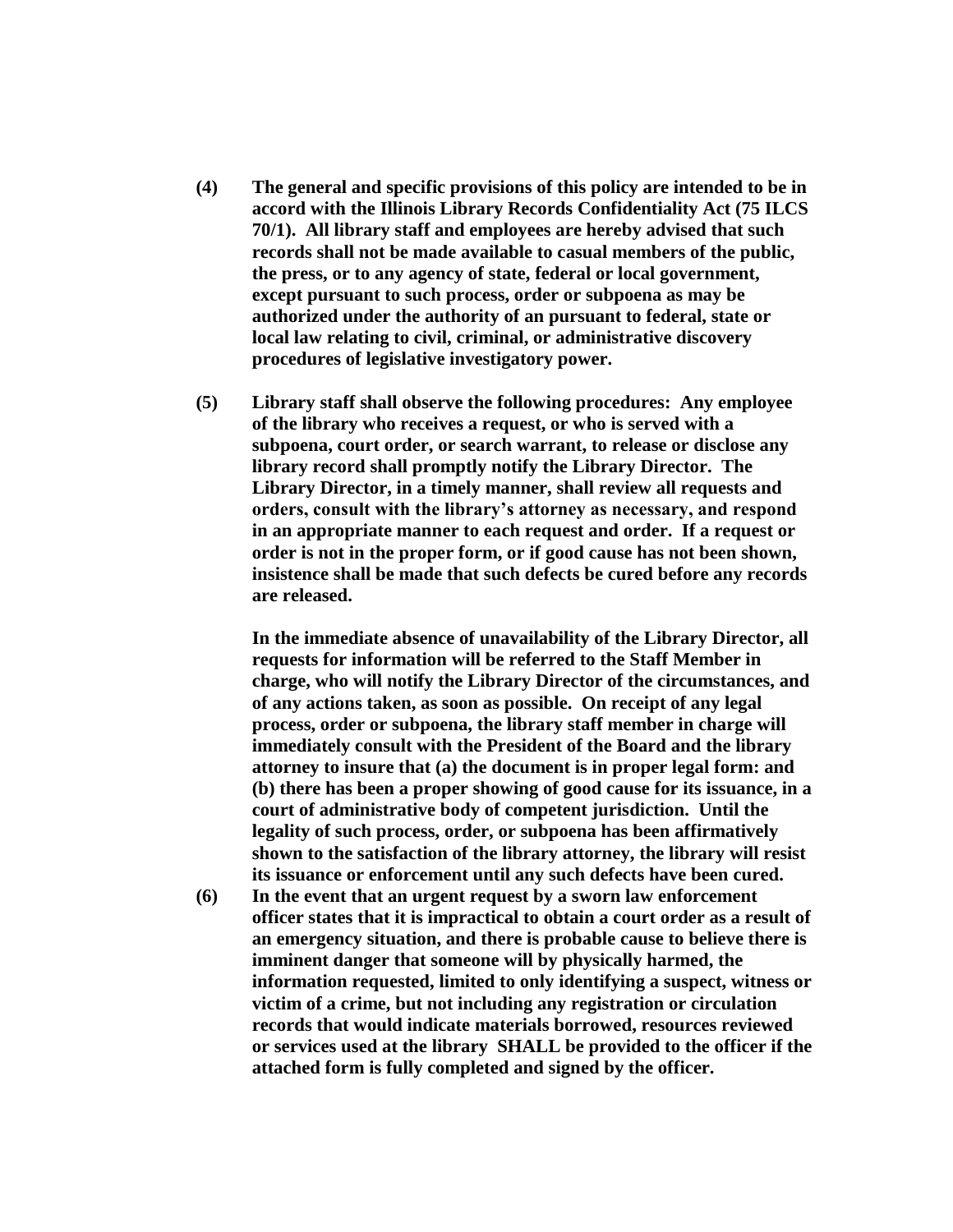**(4) The general and specific provisions of this policy are intended to be in accord with the Illinois Library Records Confidentiality Act (75 ILCS 70/1). All library staff and employees are hereby advised that such records shall not be made available to casual members of the public, the press, or to any agency of state, federal or local government, except pursuant to such process, order or subpoena as may be authorized under the authority of an pursuant to federal, state or local law relating to civil, criminal, or administrative discovery procedures of legislative investigatory power.**

**(5) Library staff shall observe the following procedures: Any employee of the library who receives a request, or who is served with a subpoena, court order, or search warrant, to release or disclose any library record shall promptly notify the Library Director. The Library Director, in a timely manner, shall review all requests and orders, consult with the library's attorney as necessary, and respond in an appropriate manner to each request and order. If a request or order is not in the proper form, or if good cause has not been shown, insistence shall be made that such defects be cured before any records are released.**

**In the immediate absence of unavailability of the Library Director, all requests for information will be referred to the Staff Member in charge, who will notify the Library Director of the circumstances, and of any actions taken, as soon as possible. On receipt of any legal process, order or subpoena, the library staff member in charge will immediately consult with the President of the Board and the library attorney to insure that (a) the document is in proper legal form: and (b) there has been a proper showing of good cause for its issuance, in a court of administrative body of competent jurisdiction. Until the legality of such process, order, or subpoena has been affirmatively shown to the satisfaction of the library attorney, the library will resist its issuance or enforcement until any such defects have been cured.**

**(6) In the event that an urgent request by a sworn law enforcement officer states that it is impractical to obtain a court order as a result of an emergency situation, and there is probable cause to believe there is imminent danger that someone will by physically harmed, the information requested, limited to only identifying a suspect, witness or victim of a crime, but not including any registration or circulation records that would indicate materials borrowed, resources reviewed or services used at the library SHALL be provided to the officer if the attached form is fully completed and signed by the officer.**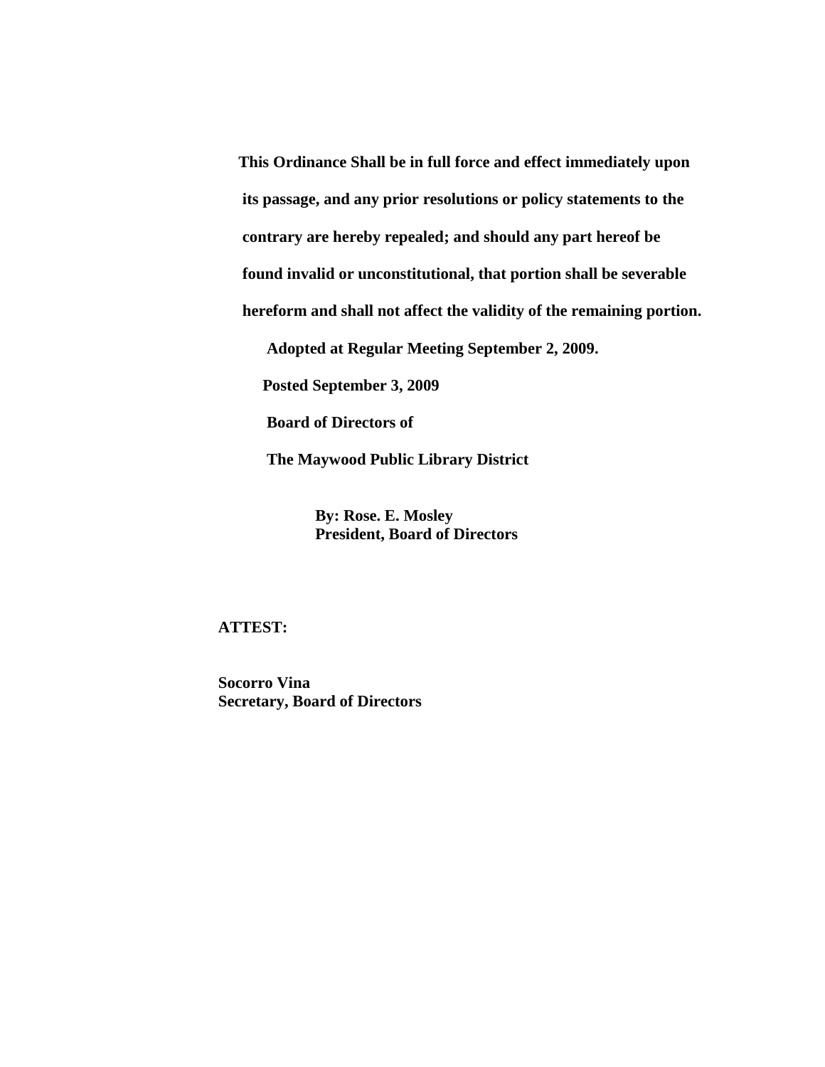**This Ordinance Shall be in full force and effect immediately upon its passage, and any prior resolutions or policy statements to the contrary are hereby repealed; and should any part hereof be found invalid or unconstitutional, that portion shall be severable hereform and shall not affect the validity of the remaining portion.**

**Adopted at Regular Meeting September 2, 2009.**

**Posted September 3, 2009**

**Board of Directors of**

**The Maywood Public Library District**

**By: Rose. E. Mosley**
**President, Board of Directors**

**ATTEST:**

**Socorro Vina**
**Secretary, Board of Directors**